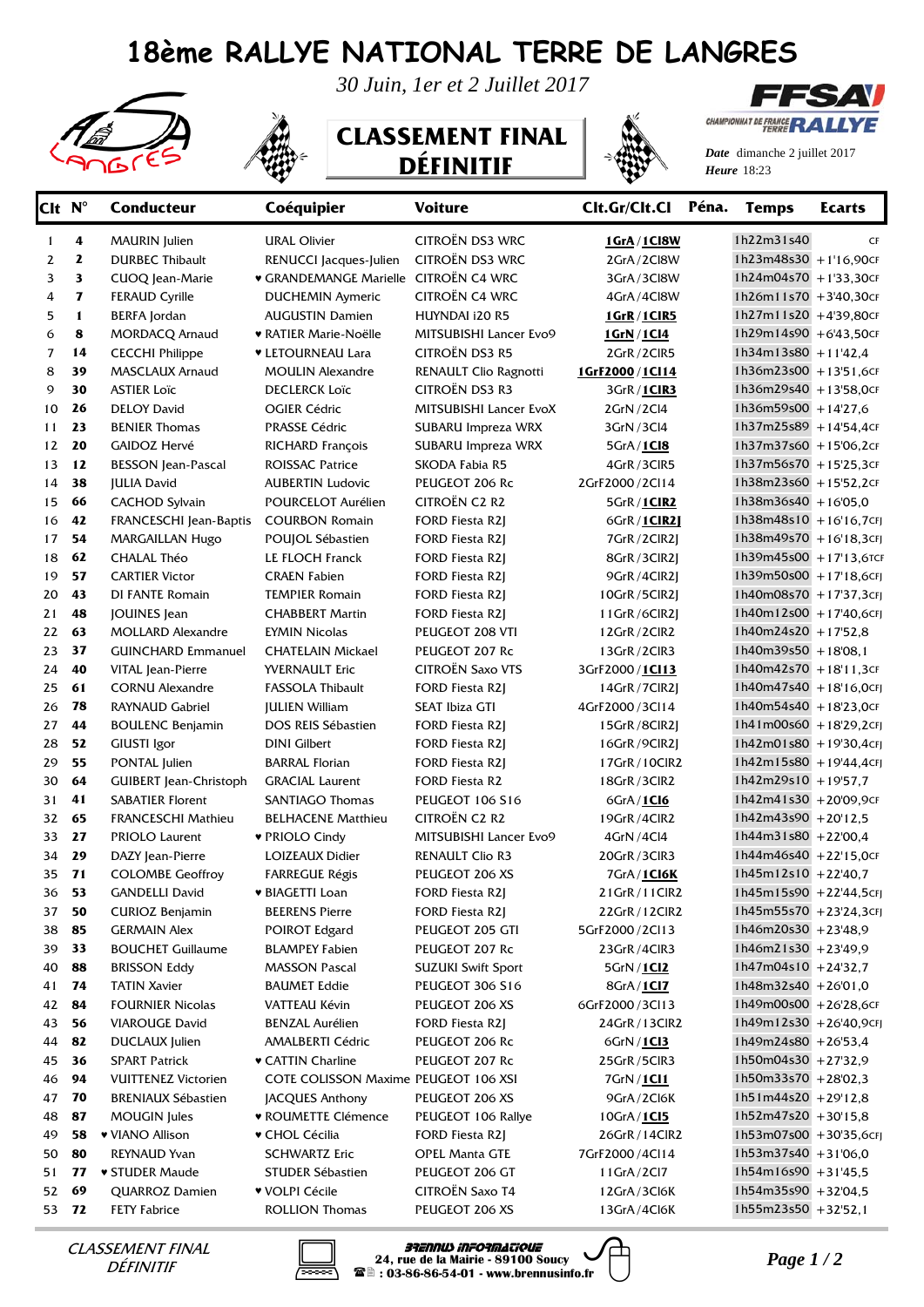# 18ème RALLYE NATIONAL TERRE DE LANGRES

*30 Juin, 1er et 2 Juillet 2017*

## CLASSEMENT FINAL DÉFINITIF

FFSA CHAMPIONNAT DE FRANCE TERRE RALLYE

***Date*** dimanche 2 juillet 2017
***Heure*** 18:23

| Clt | N° | Conducteur | Coéquipier | Voiture | Clt.Gr/Clt.Cl | Péna. | Temps | Ecarts |
|---|---|---|---|---|---|---|---|---|
| 1 | 4 | MAURIN Julien | URAL Olivier | CITROËN DS3 WRC | **1GrA / 1Cl8W** | | 1h22m31s40 | CF |
| 2 | 2 | DURBEC Thibault | RENUCCI Jacques-Julien | CITROËN DS3 WRC | 2GrA/2Cl8W | | 1h23m48s30 | +1'16,90CF |
| 3 | 3 | CUOQ Jean-Marie | ♥ GRANDEMANGE Marielle | CITROËN C4 WRC | 3GrA/3Cl8W | | 1h24m04s70 | +1'33,30CF |
| 4 | 7 | FERAUD Cyrille | DUCHEMIN Aymeric | CITROËN C4 WRC | 4GrA/4Cl8W | | 1h26m11s70 | +3'40,30CF |
| 5 | 1 | BERFA Jordan | AUGUSTIN Damien | HUYNDAI i20 R5 | **1GrR / 1ClR5** | | 1h27m11s20 | +4'39,80CF |
| 6 | 8 | MORDACQ Arnaud | ♥ RATIER Marie-Noëlle | MITSUBISHI Lancer Evo9 | **1GrN / 1Cl4** | | 1h29m14s90 | +6'43,50CF |
| 7 | 14 | CECCHI Philippe | ♥ LETOURNEAU Lara | CITROËN DS3 R5 | 2GrR/2ClR5 | | 1h34m13s80 | +11'42,4 |
| 8 | 39 | MASCLAUX Arnaud | MOULIN Alexandre | RENAULT Clio Ragnotti | **1GrF2000 / 1Cl14** | | 1h36m23s00 | +13'51,6CF |
| 9 | 30 | ASTIER Loïc | DECLERCK Loïc | CITROËN DS3 R3 | 3GrR / **1ClR3** | | 1h36m29s40 | +13'58,0CF |
| 10 | 26 | DELOY David | OGIER Cédric | MITSUBISHI Lancer EvoX | 2GrN/2Cl4 | | 1h36m59s00 | +14'27,6 |
| 11 | 23 | BENIER Thomas | PRASSE Cédric | SUBARU Impreza WRX | 3GrN/3Cl4 | | 1h37m25s89 | +14'54,4CF |
| 12 | 20 | GAIDOZ Hervé | RICHARD François | SUBARU Impreza WRX | 5GrA / **1Cl8** | | 1h37m37s60 | +15'06,2CF |
| 13 | 12 | BESSON Jean-Pascal | ROISSAC Patrice | SKODA Fabia R5 | 4GrR/3ClR5 | | 1h37m56s70 | +15'25,3CF |
| 14 | 38 | JULIA David | AUBERTIN Ludovic | PEUGEOT 206 Rc | 2GrF2000/2Cl14 | | 1h38m23s60 | +15'52,2CF |
| 15 | 66 | CACHOD Sylvain | POURCELOT Aurélien | CITROËN C2 R2 | 5GrR / **1ClR2** | | 1h38m36s40 | +16'05,0 |
| 16 | 42 | FRANCESCHI Jean-Baptis | COURBON Romain | FORD Fiesta R2J | 6GrR / **1ClR2J** | | 1h38m48s10 | +16'16,7CFJ |
| 17 | 54 | MARGAILLAN Hugo | POUJOL Sébastien | FORD Fiesta R2J | 7GrR/2ClR2J | | 1h38m49s70 | +16'18,3CFJ |
| 18 | 62 | CHALAL Théo | LE FLOCH Franck | FORD Fiesta R2J | 8GrR/3ClR2J | | 1h39m45s00 | +17'13,6TCF |
| 19 | 57 | CARTIER Victor | CRAEN Fabien | FORD Fiesta R2J | 9GrR/4ClR2J | | 1h39m50s00 | +17'18,6CFJ |
| 20 | 43 | DI FANTE Romain | TEMPIER Romain | FORD Fiesta R2J | 10GrR/5ClR2J | | 1h40m08s70 | +17'37,3CFJ |
| 21 | 48 | JOUINES Jean | CHABBERT Martin | FORD Fiesta R2J | 11GrR/6ClR2J | | 1h40m12s00 | +17'40,6CFJ |
| 22 | 63 | MOLLARD Alexandre | EYMIN Nicolas | PEUGEOT 208 VTI | 12GrR/2ClR2 | | 1h40m24s20 | +17'52,8 |
| 23 | 37 | GUINCHARD Emmanuel | CHATELAIN Mickael | PEUGEOT 207 Rc | 13GrR/2ClR3 | | 1h40m39s50 | +18'08,1 |
| 24 | 40 | VITAL Jean-Pierre | YVERNAULT Eric | CITROËN Saxo VTS | 3GrF2000 / **1Cl13** | | 1h40m42s70 | +18'11,3CF |
| 25 | 61 | CORNU Alexandre | FASSOLA Thibault | FORD Fiesta R2J | 14GrR/7ClR2J | | 1h40m47s40 | +18'16,0CFJ |
| 26 | 78 | RAYNAUD Gabriel | JULIEN William | SEAT Ibiza GTI | 4GrF2000/3Cl14 | | 1h40m54s40 | +18'23,0CF |
| 27 | 44 | BOULENC Benjamin | DOS REIS Sébastien | FORD Fiesta R2J | 15GrR/8ClR2J | | 1h41m00s60 | +18'29,2CFJ |
| 28 | 52 | GIUSTI Igor | DINI Gilbert | FORD Fiesta R2J | 16GrR/9ClR2J | | 1h42m01s80 | +19'30,4CFJ |
| 29 | 55 | PONTAL Julien | BARRAL Florian | FORD Fiesta R2J | 17GrR/10ClR2J | | 1h42m15s80 | +19'44,4CFJ |
| 30 | 64 | GUIBERT Jean-Christoph | GRACIAL Laurent | FORD Fiesta R2 | 18GrR/3ClR2 | | 1h42m29s10 | +19'57,7 |
| 31 | 41 | SABATIER Florent | SANTIAGO Thomas | PEUGEOT 106 S16 | 6GrA / **1Cl6** | | 1h42m41s30 | +20'09,9CF |
| 32 | 65 | FRANCESCHI Mathieu | BELHACENE Matthieu | CITROËN C2 R2 | 19GrR/4ClR2 | | 1h42m43s90 | +20'12,5 |
| 33 | 27 | PRIOLO Laurent | ♥ PRIOLO Cindy | MITSUBISHI Lancer Evo9 | 4GrN/4Cl4 | | 1h44m31s80 | +22'00,4 |
| 34 | 29 | DAZY Jean-Pierre | LOIZEAUX Didier | RENAULT Clio R3 | 20GrR/3ClR3 | | 1h44m46s40 | +22'15,0CF |
| 35 | 71 | COLOMBE Geoffroy | FARREGUE Régis | PEUGEOT 206 XS | 7GrA / **1Cl6K** | | 1h45m12s10 | +22'40,7 |
| 36 | 53 | GANDELLI David | ♥ BIAGETTI Loan | FORD Fiesta R2J | 21GrR/11ClR2 | | 1h45m15s90 | +22'44,5CFJ |
| 37 | 50 | CURIOZ Benjamin | BEERENS Pierre | FORD Fiesta R2J | 22GrR/12ClR2 | | 1h45m55s70 | +23'24,3CFJ |
| 38 | 85 | GERMAIN Alex | POIROT Edgard | PEUGEOT 205 GTI | 5GrF2000/2Cl13 | | 1h46m20s30 | +23'48,9 |
| 39 | 33 | BOUCHET Guillaume | BLAMPEY Fabien | PEUGEOT 207 Rc | 23GrR/4ClR3 | | 1h46m21s30 | +23'49,9 |
| 40 | 88 | BRISSON Eddy | MASSON Pascal | SUZUKI Swift Sport | 5GrN / **1Cl2** | | 1h47m04s10 | +24'32,7 |
| 41 | 74 | TATIN Xavier | BAUMET Eddie | PEUGEOT 306 S16 | 8GrA / **1Cl7** | | 1h48m32s40 | +26'01,0 |
| 42 | 84 | FOURNIER Nicolas | VATTEAU Kévin | PEUGEOT 206 XS | 6GrF2000/3Cl13 | | 1h49m00s00 | +26'28,6CF |
| 43 | 56 | VIAROUGE David | BENZAL Aurélien | FORD Fiesta R2J | 24GrR/13ClR2 | | 1h49m12s30 | +26'40,9CFJ |
| 44 | 82 | DUCLAUX Julien | AMALBERTI Cédric | PEUGEOT 206 Rc | 6GrN / **1Cl3** | | 1h49m24s80 | +26'53,4 |
| 45 | 36 | SPART Patrick | ♥ CATTIN Charline | PEUGEOT 207 Rc | 25GrR/5ClR3 | | 1h50m04s30 | +27'32,9 |
| 46 | 94 | VUITTENEZ Victorien | COTE COLISSON Maxime | PEUGEOT 106 XSI | 7GrN / **1Cl1** | | 1h50m33s70 | +28'02,3 |
| 47 | 70 | BRENIAUX Sébastien | JACQUES Anthony | PEUGEOT 206 XS | 9GrA/2Cl6K | | 1h51m44s20 | +29'12,8 |
| 48 | 87 | MOUGIN Jules | ♥ ROUMETTE Clémence | PEUGEOT 106 Rallye | 10GrA / **1Cl5** | | 1h52m47s20 | +30'15,8 |
| 49 | 58 | ♥ VIANO Allison | ♥ CHOL Cécilia | FORD Fiesta R2J | 26GrR/14ClR2 | | 1h53m07s00 | +30'35,6CFJ |
| 50 | 80 | REYNAUD Yvan | SCHWARTZ Eric | OPEL Manta GTE | 7GrF2000/4Cl14 | | 1h53m37s40 | +31'06,0 |
| 51 | 77 | ♥ STUDER Maude | STUDER Sébastien | PEUGEOT 206 GT | 11GrA/2Cl7 | | 1h54m16s90 | +31'45,5 |
| 52 | 69 | QUARROZ Damien | ♥ VOLPI Cécile | CITROËN Saxo T4 | 12GrA/3Cl6K | | 1h54m35s90 | +32'04,5 |
| 53 | 72 | FETY Fabrice | ROLLION Thomas | PEUGEOT 206 XS | 13GrA/4Cl6K | | 1h55m23s50 | +32'52,1 |

*CLASSEMENT FINAL DÉFINITIF*

BRENNUS INFORMATIQUE
24, rue de la Mairie - 89100 Soucy
: 03-86-86-54-01 - www.brennusinfo.fr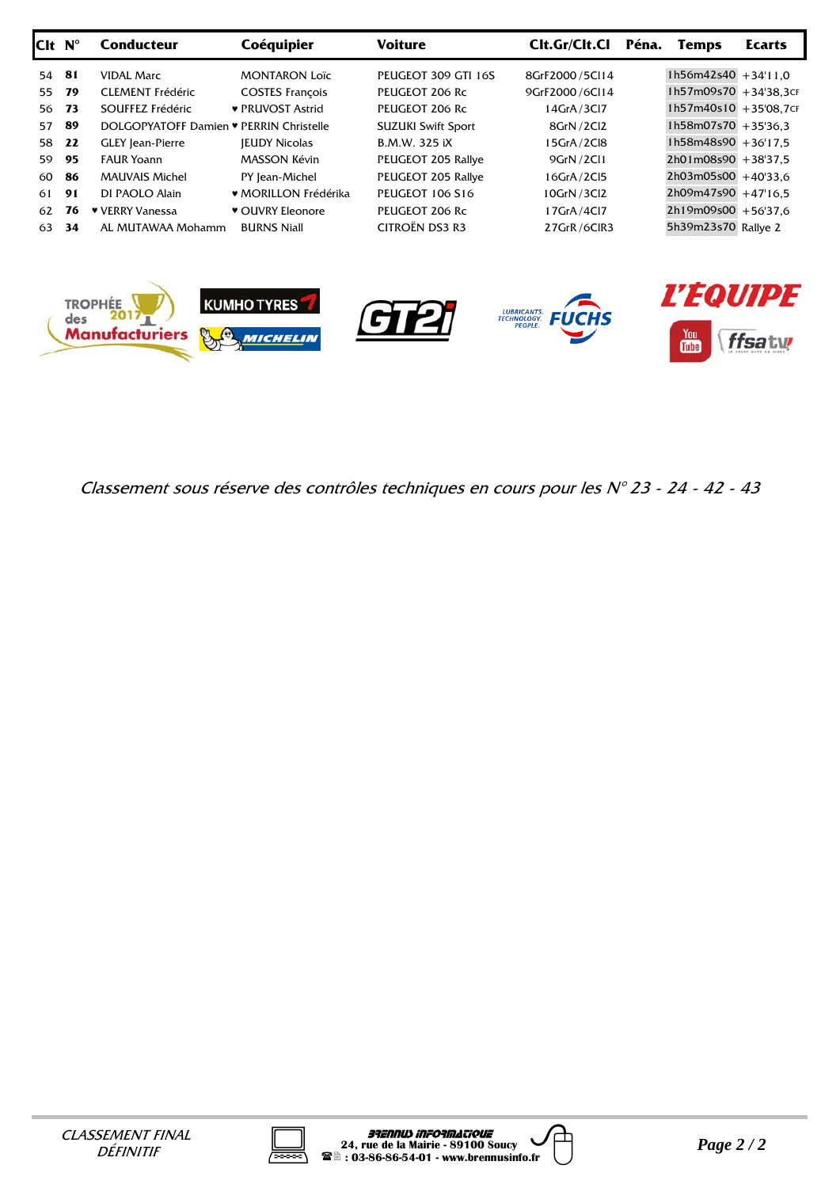| Clt | N° | Conducteur | Coéquipier | Voiture | Clt.Gr/Clt.Cl | Péna. | Temps | Ecarts |
|---|---|---|---|---|---|---|---|---|
| 54 | **81** | VIDAL Marc | MONTARON Loïc | PEUGEOT 309 GTI 16S | 8GrF2000/5Cl14 | | 1h56m42s40 | +34'11,0 |
| 55 | **79** | CLEMENT Frédéric | COSTES François | PEUGEOT 206 Rc | 9GrF2000/6Cl14 | | 1h57m09s70 | +34'38,3CF |
| 56 | **73** | SOUFFEZ Frédéric | ♥ PRUVOST Astrid | PEUGEOT 206 Rc | 14GrA/3Cl7 | | 1h57m40s10 | +35'08,7CF |
| 57 | **89** | DOLGOPYATOFF Damien | ♥ PERRIN Christelle | SUZUKI Swift Sport | 8GrN/2Cl2 | | 1h58m07s70 | +35'36,3 |
| 58 | **22** | GLEY Jean-Pierre | JEUDY Nicolas | B.M.W. 325 iX | 15GrA/2Cl8 | | 1h58m48s90 | +36'17,5 |
| 59 | **95** | FAUR Yoann | MASSON Kévin | PEUGEOT 205 Rallye | 9GrN/2Cl1 | | 2h01m08s90 | +38'37,5 |
| 60 | **86** | MAUVAIS Michel | PY Jean-Michel | PEUGEOT 205 Rallye | 16GrA/2Cl5 | | 2h03m05s00 | +40'33,6 |
| 61 | **91** | DI PAOLO Alain | ♥ MORILLON Frédérika | PEUGEOT 106 S16 | 10GrN/3Cl2 | | 2h09m47s90 | +47'16,5 |
| 62 | **76** | ♥ VERRY Vanessa | ♥ OUVRY Eleonore | PEUGEOT 206 Rc | 17GrA/4Cl7 | | 2h19m09s00 | +56'37,6 |
| 63 | **34** | AL MUTAWAA Mohamm | BURNS Niall | CITROËN DS3 R3 | 27GrR/6ClR3 | | 5h39m23s70 | Rallye 2 |

*Classement sous réserve des contrôles techniques en cours pour les N° 23 - 24 - 42 - 43*

*CLASSEMENT FINAL DÉFINITIF*

BRENNUS INFORMATIQUE
24, rue de la Mairie - 89100 Soucy
: 03-86-86-54-01 - www.brennusinfo.fr